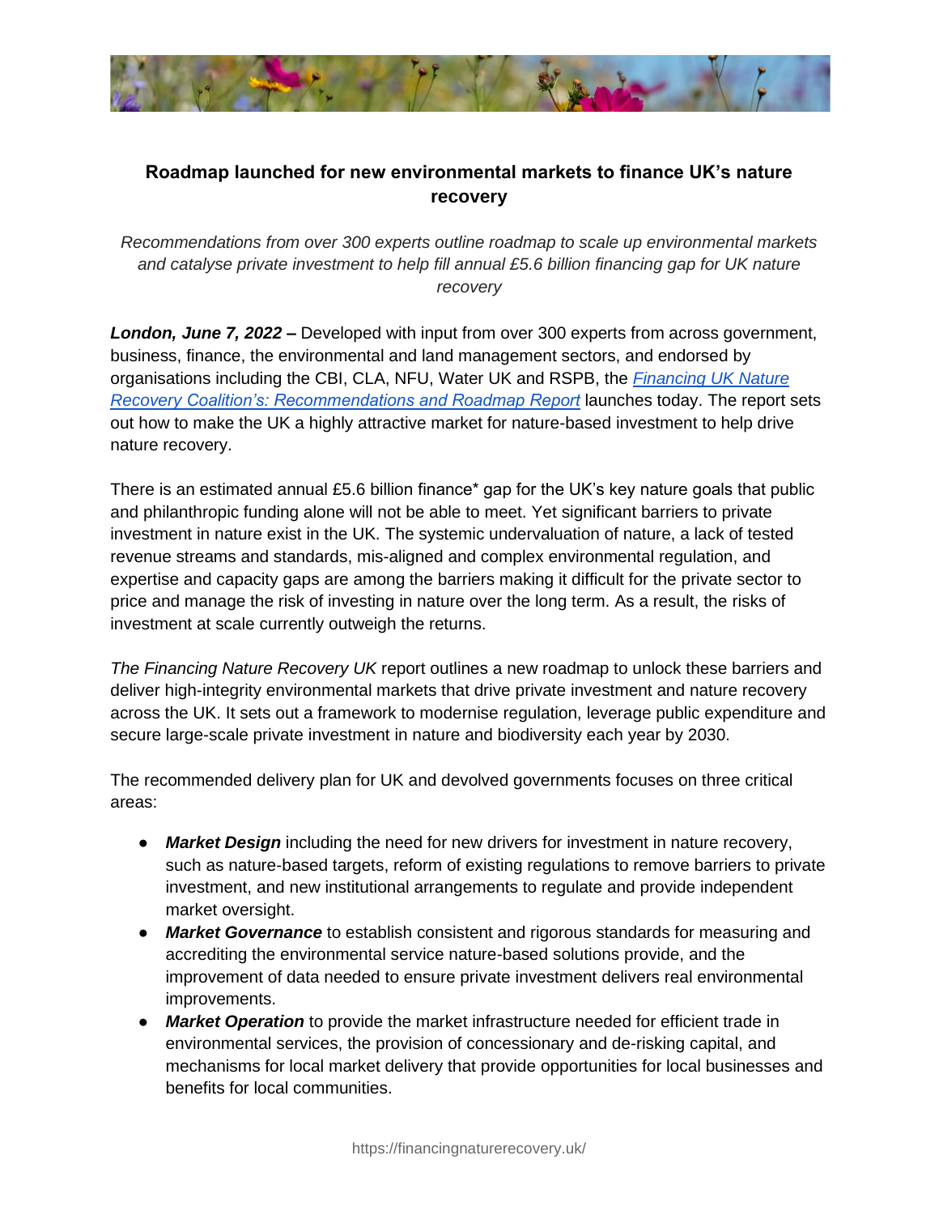# Roadmap launched for new environmental markets to finance UK's nature recovery

*Recommendations from over 300 experts outline roadmap to scale up environmental markets and catalyse private investment to help fill annual £5.6 billion financing gap for UK nature recovery*

***London, June 7, 2022 –*** Developed with input from over 300 experts from across government, business, finance, the environmental and land management sectors, and endorsed by organisations including the CBI, CLA, NFU, Water UK and RSPB, the *Financing UK Nature Recovery Coalition's: Recommendations and Roadmap Report* launches today. The report sets out how to make the UK a highly attractive market for nature-based investment to help drive nature recovery.

There is an estimated annual £5.6 billion finance* gap for the UK's key nature goals that public and philanthropic funding alone will not be able to meet. Yet significant barriers to private investment in nature exist in the UK. The systemic undervaluation of nature, a lack of tested revenue streams and standards, mis-aligned and complex environmental regulation, and expertise and capacity gaps are among the barriers making it difficult for the private sector to price and manage the risk of investing in nature over the long term. As a result, the risks of investment at scale currently outweigh the returns.

*The Financing Nature Recovery UK* report outlines a new roadmap to unlock these barriers and deliver high-integrity environmental markets that drive private investment and nature recovery across the UK. It sets out a framework to modernise regulation, leverage public expenditure and secure large-scale private investment in nature and biodiversity each year by 2030.

The recommended delivery plan for UK and devolved governments focuses on three critical areas:

- ***Market Design*** including the need for new drivers for investment in nature recovery, such as nature-based targets, reform of existing regulations to remove barriers to private investment, and new institutional arrangements to regulate and provide independent market oversight.
- ***Market Governance*** to establish consistent and rigorous standards for measuring and accrediting the environmental service nature-based solutions provide, and the improvement of data needed to ensure private investment delivers real environmental improvements.
- ***Market Operation*** to provide the market infrastructure needed for efficient trade in environmental services, the provision of concessionary and de-risking capital, and mechanisms for local market delivery that provide opportunities for local businesses and benefits for local communities.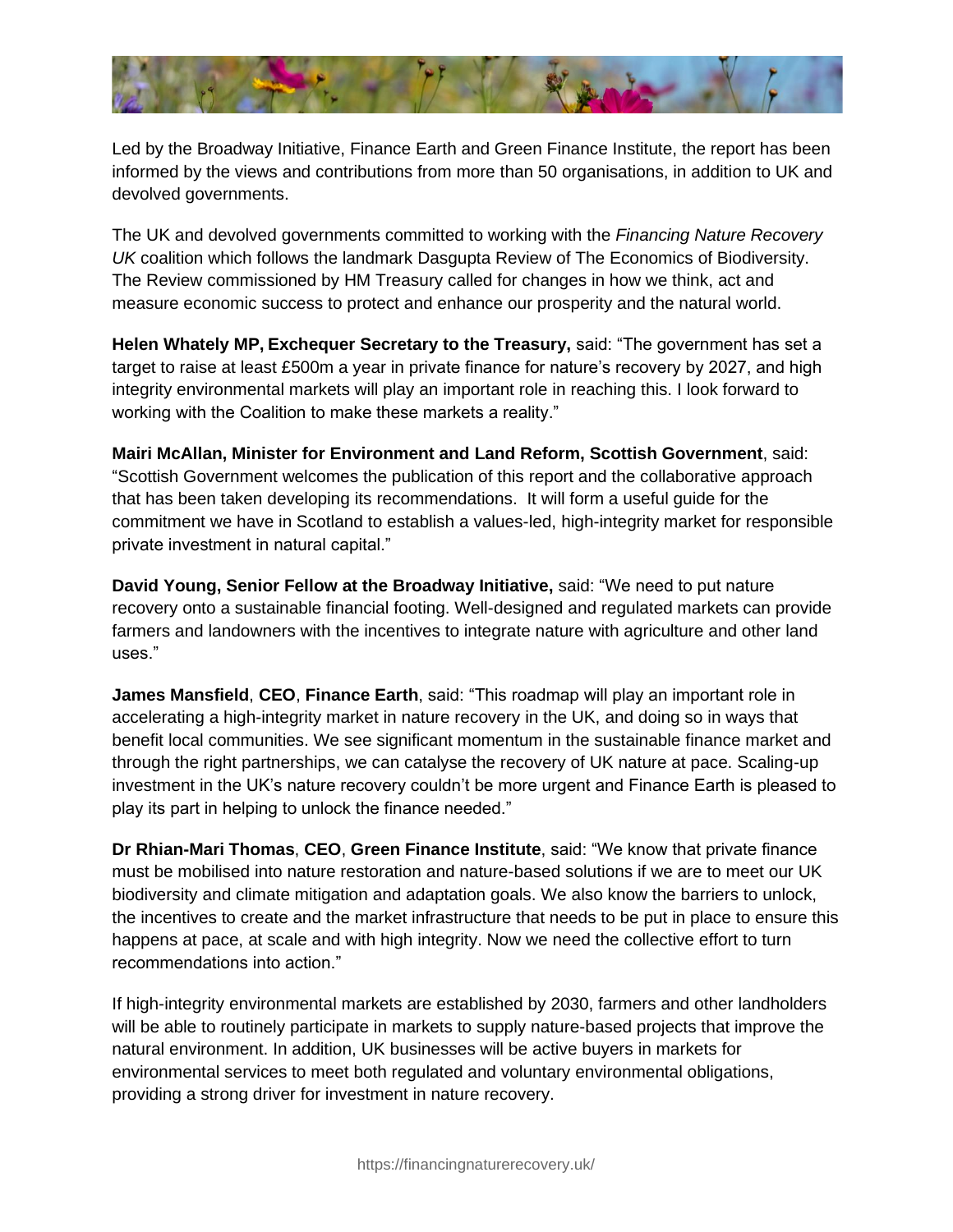Led by the Broadway Initiative, Finance Earth and Green Finance Institute, the report has been informed by the views and contributions from more than 50 organisations, in addition to UK and devolved governments.

The UK and devolved governments committed to working with the *Financing Nature Recovery UK* coalition which follows the landmark Dasgupta Review of The Economics of Biodiversity. The Review commissioned by HM Treasury called for changes in how we think, act and measure economic success to protect and enhance our prosperity and the natural world.

**Helen Whately MP, Exchequer Secretary to the Treasury,** said: "The government has set a target to raise at least £500m a year in private finance for nature's recovery by 2027, and high integrity environmental markets will play an important role in reaching this. I look forward to working with the Coalition to make these markets a reality."

**Mairi McAllan, Minister for Environment and Land Reform, Scottish Government**, said: "Scottish Government welcomes the publication of this report and the collaborative approach that has been taken developing its recommendations. It will form a useful guide for the commitment we have in Scotland to establish a values-led, high-integrity market for responsible private investment in natural capital."

**David Young, Senior Fellow at the Broadway Initiative,** said: "We need to put nature recovery onto a sustainable financial footing. Well-designed and regulated markets can provide farmers and landowners with the incentives to integrate nature with agriculture and other land uses."

**James Mansfield**, **CEO**, **Finance Earth**, said: "This roadmap will play an important role in accelerating a high-integrity market in nature recovery in the UK, and doing so in ways that benefit local communities. We see significant momentum in the sustainable finance market and through the right partnerships, we can catalyse the recovery of UK nature at pace. Scaling-up investment in the UK's nature recovery couldn't be more urgent and Finance Earth is pleased to play its part in helping to unlock the finance needed."

**Dr Rhian-Mari Thomas**, **CEO**, **Green Finance Institute**, said: "We know that private finance must be mobilised into nature restoration and nature-based solutions if we are to meet our UK biodiversity and climate mitigation and adaptation goals. We also know the barriers to unlock, the incentives to create and the market infrastructure that needs to be put in place to ensure this happens at pace, at scale and with high integrity. Now we need the collective effort to turn recommendations into action."

If high-integrity environmental markets are established by 2030, farmers and other landholders will be able to routinely participate in markets to supply nature-based projects that improve the natural environment. In addition, UK businesses will be active buyers in markets for environmental services to meet both regulated and voluntary environmental obligations, providing a strong driver for investment in nature recovery.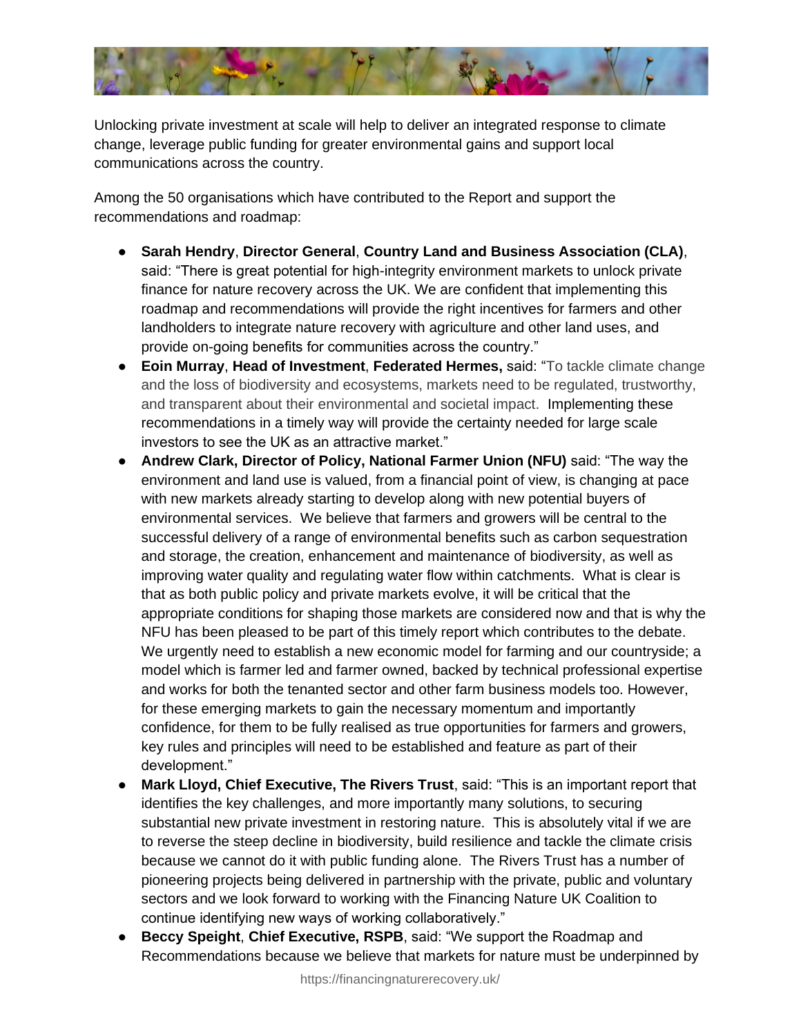Unlocking private investment at scale will help to deliver an integrated response to climate change, leverage public funding for greater environmental gains and support local communications across the country.

Among the 50 organisations which have contributed to the Report and support the recommendations and roadmap:

- **Sarah Hendry**, **Director General**, **Country Land and Business Association (CLA)**, said: "There is great potential for high-integrity environment markets to unlock private finance for nature recovery across the UK. We are confident that implementing this roadmap and recommendations will provide the right incentives for farmers and other landholders to integrate nature recovery with agriculture and other land uses, and provide on-going benefits for communities across the country."
- **Eoin Murray**, **Head of Investment**, **Federated Hermes,** said: "To tackle climate change and the loss of biodiversity and ecosystems, markets need to be regulated, trustworthy, and transparent about their environmental and societal impact. Implementing these recommendations in a timely way will provide the certainty needed for large scale investors to see the UK as an attractive market."
- **Andrew Clark, Director of Policy, National Farmer Union (NFU)** said: "The way the environment and land use is valued, from a financial point of view, is changing at pace with new markets already starting to develop along with new potential buyers of environmental services. We believe that farmers and growers will be central to the successful delivery of a range of environmental benefits such as carbon sequestration and storage, the creation, enhancement and maintenance of biodiversity, as well as improving water quality and regulating water flow within catchments. What is clear is that as both public policy and private markets evolve, it will be critical that the appropriate conditions for shaping those markets are considered now and that is why the NFU has been pleased to be part of this timely report which contributes to the debate. We urgently need to establish a new economic model for farming and our countryside; a model which is farmer led and farmer owned, backed by technical professional expertise and works for both the tenanted sector and other farm business models too. However, for these emerging markets to gain the necessary momentum and importantly confidence, for them to be fully realised as true opportunities for farmers and growers, key rules and principles will need to be established and feature as part of their development."
- **Mark Lloyd, Chief Executive, The Rivers Trust**, said: "This is an important report that identifies the key challenges, and more importantly many solutions, to securing substantial new private investment in restoring nature. This is absolutely vital if we are to reverse the steep decline in biodiversity, build resilience and tackle the climate crisis because we cannot do it with public funding alone. The Rivers Trust has a number of pioneering projects being delivered in partnership with the private, public and voluntary sectors and we look forward to working with the Financing Nature UK Coalition to continue identifying new ways of working collaboratively."
- **Beccy Speight**, **Chief Executive, RSPB**, said: "We support the Roadmap and Recommendations because we believe that markets for nature must be underpinned by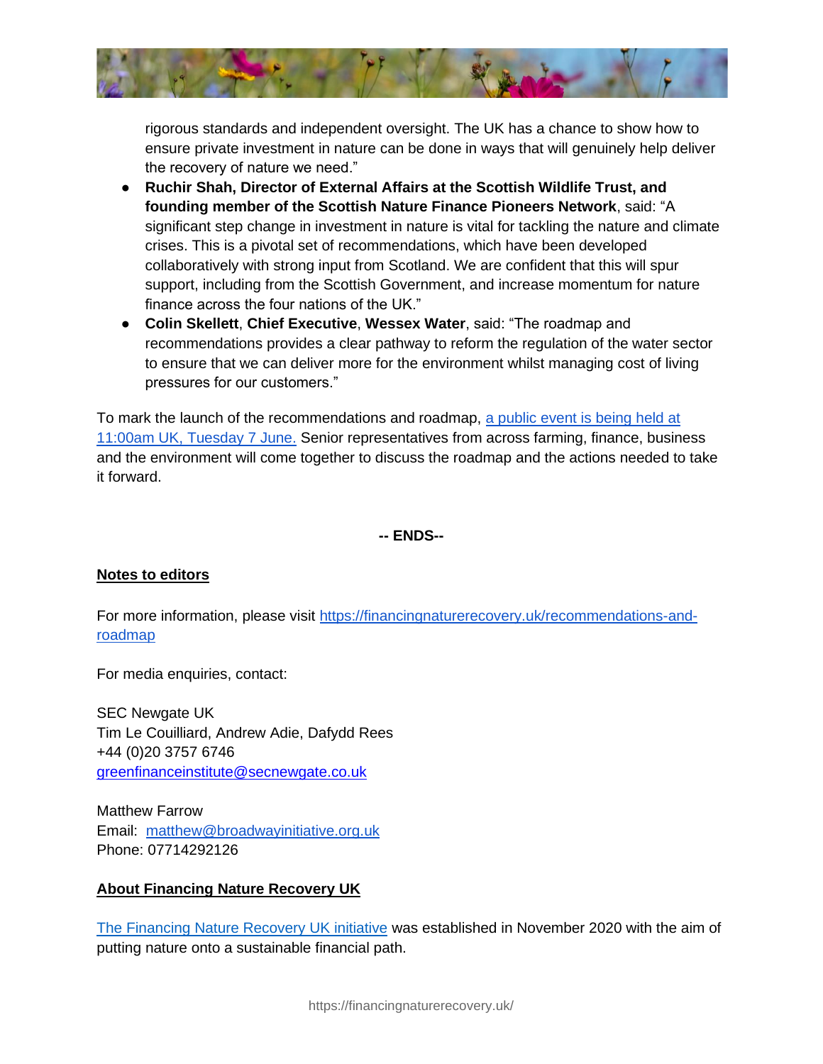rigorous standards and independent oversight. The UK has a chance to show how to ensure private investment in nature can be done in ways that will genuinely help deliver the recovery of nature we need."

- **Ruchir Shah, Director of External Affairs at the Scottish Wildlife Trust, and founding member of the Scottish Nature Finance Pioneers Network**, said: "A significant step change in investment in nature is vital for tackling the nature and climate crises. This is a pivotal set of recommendations, which have been developed collaboratively with strong input from Scotland. We are confident that this will spur support, including from the Scottish Government, and increase momentum for nature finance across the four nations of the UK."
- **Colin Skellett**, **Chief Executive**, **Wessex Water**, said: "The roadmap and recommendations provides a clear pathway to reform the regulation of the water sector to ensure that we can deliver more for the environment whilst managing cost of living pressures for our customers."

To mark the launch of the recommendations and roadmap, a public event is being held at 11:00am UK, Tuesday 7 June. Senior representatives from across farming, finance, business and the environment will come together to discuss the roadmap and the actions needed to take it forward.

**-- ENDS--**

## Notes to editors

For more information, please visit https://financingnaturerecovery.uk/recommendations-and-roadmap

For media enquiries, contact:

SEC Newgate UK
Tim Le Couilliard, Andrew Adie, Dafydd Rees
+44 (0)20 3757 6746
greenfinanceinstitute@secnewgate.co.uk

Matthew Farrow
Email: matthew@broadwayinitiative.org.uk
Phone: 07714292126

## About Financing Nature Recovery UK

The Financing Nature Recovery UK initiative was established in November 2020 with the aim of putting nature onto a sustainable financial path.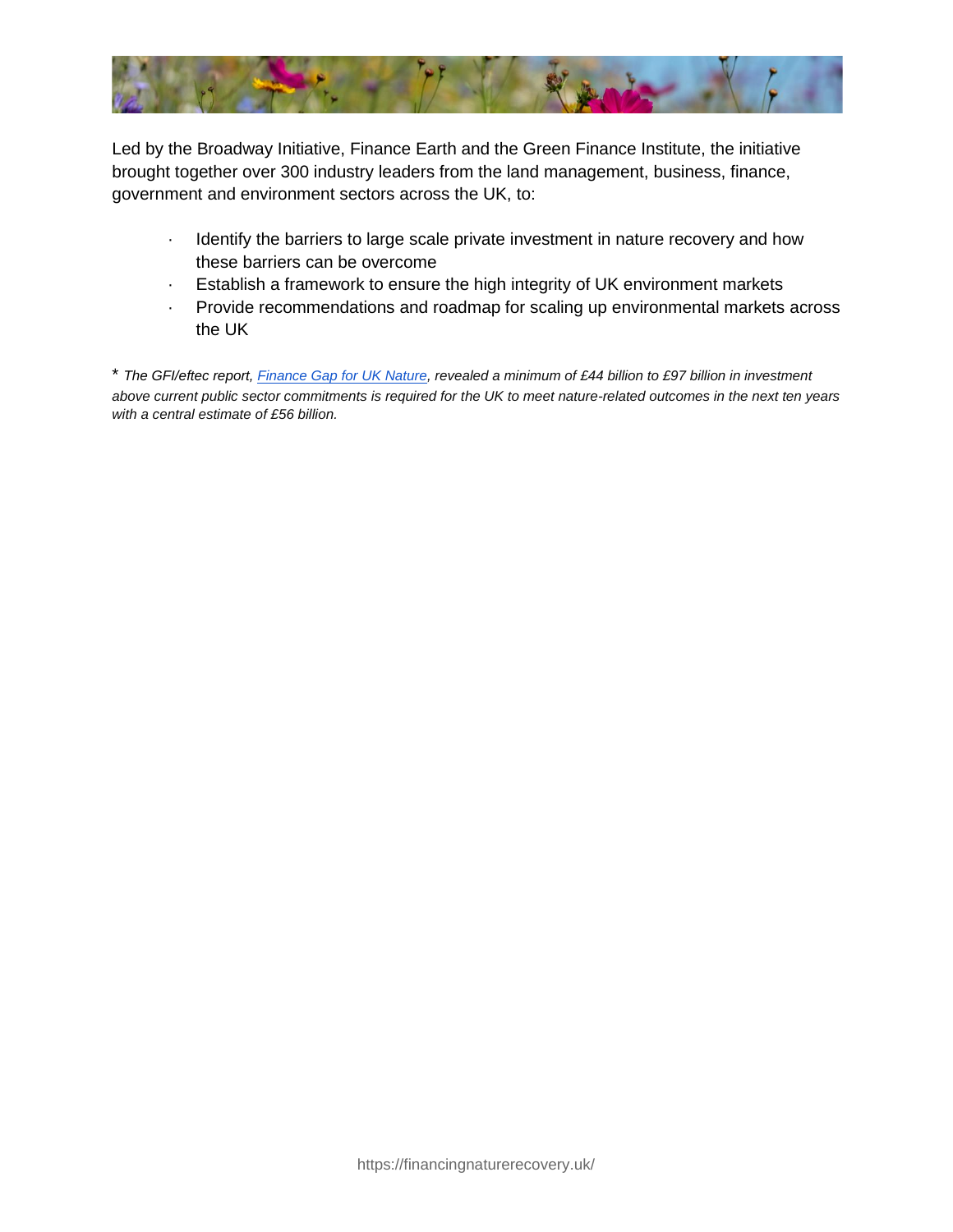Led by the Broadway Initiative, Finance Earth and the Green Finance Institute, the initiative brought together over 300 industry leaders from the land management, business, finance, government and environment sectors across the UK, to:

- Identify the barriers to large scale private investment in nature recovery and how these barriers can be overcome
- Establish a framework to ensure the high integrity of UK environment markets
- Provide recommendations and roadmap for scaling up environmental markets across the UK

\* *The GFI/eftec report, [Finance Gap for UK Nature](), revealed a minimum of £44 billion to £97 billion in investment above current public sector commitments is required for the UK to meet nature-related outcomes in the next ten years with a central estimate of £56 billion.*

https://financingnaturerecovery.uk/